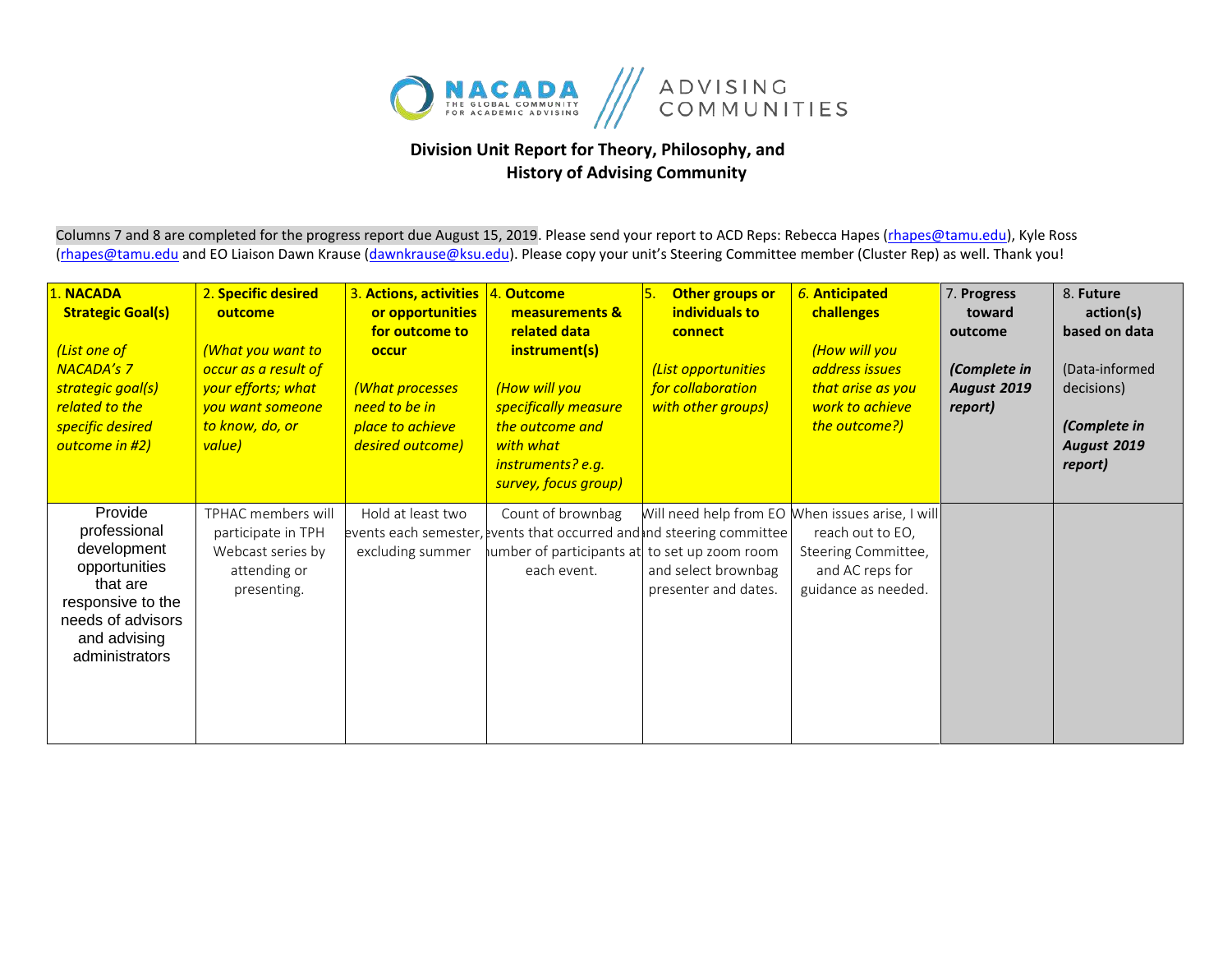NACADA THE GLOBAL COMMUNITY FOR ACADEMIC ADVISING /// ADVISING COMMUNITIES

## Division Unit Report for Theory, Philosophy, and History of Advising Community

Columns 7 and 8 are completed for the progress report due August 15, 2019. Please send your report to ACD Reps: Rebecca Hapes (rhapes@tamu.edu), Kyle Ross (rhapes@tamu.edu and EO Liaison Dawn Krause (dawnkrause@ksu.edu). Please copy your unit's Steering Committee member (Cluster Rep) as well. Thank you!

| 1. **NACADA Strategic Goal(s)** *(List one of NACADA's 7 strategic goal(s) related to the specific desired outcome in #2)* | 2. **Specific desired outcome** *(What you want to occur as a result of your efforts; what you want someone to know, do, or value)* | 3. **Actions, activities or opportunities for outcome to occur** *(What processes need to be in place to achieve desired outcome)* | 4. **Outcome measurements & related data instrument(s)** *(How will you specifically measure the outcome and with what instruments? e.g. survey, focus group)* | 5. **Other groups or individuals to connect** *(List opportunities for collaboration with other groups)* | 6. **Anticipated challenges** *(How will you address issues that arise as you work to achieve the outcome?)* | 7. **Progress toward outcome** ***(Complete in August 2019 report)*** | 8. **Future action(s) based on data** (Data-informed decisions) ***(Complete in August 2019 report)*** |
|---|---|---|---|---|---|---|---|
| Provide professional development opportunities that are responsive to the needs of advisors and advising administrators | TPHAC members will participate in TPH Webcast series by attending or presenting. | Hold at least two events each semester, excluding summer | Count of brownbag events that occurred and number of participants at each event. | Will need help from EO and steering committee to set up zoom room and select brownbag presenter and dates. | When issues arise, I will reach out to EO, Steering Committee, and AC reps for guidance as needed. | | |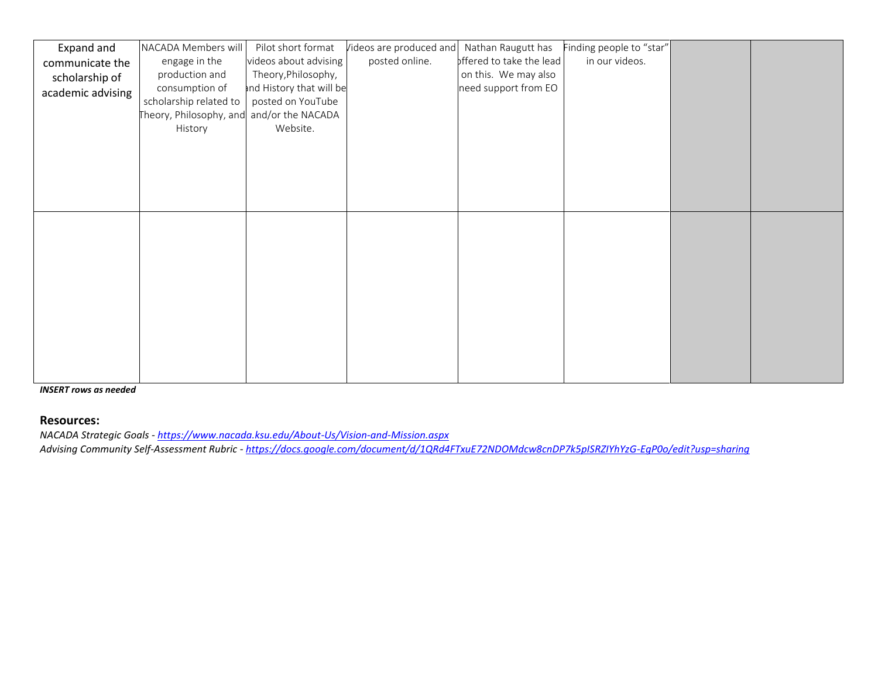| | | | | | | | |
|---|---|---|---|---|---|---|---|
| Expand and communicate the scholarship of academic advising | NACADA Members will engage in the production and consumption of scholarship related to Theory, Philosophy, and History | Pilot short format videos about advising Theory,Philosophy, and History that will be posted on YouTube and/or the NACADA Website. | Videos are produced and posted online. | Nathan Raugutt has offered to take the lead on this. We may also need support from EO | Finding people to "star" in our videos. | | |
| | | | | | | | |

***INSERT rows as needed***

**Resources:**

*NACADA Strategic Goals - [https://www.nacada.ksu.edu/About-Us/Vision-and-Mission.aspx](https://www.nacada.ksu.edu/About-Us/Vision-and-Mission.aspx)*

*Advising Community Self-Assessment Rubric - [https://docs.google.com/document/d/1QRd4FTxuE72NDOMdcw8cnDP7k5pISRZIYhYzG-EgP0o/edit?usp=sharing](https://docs.google.com/document/d/1QRd4FTxuE72NDOMdcw8cnDP7k5pISRZIYhYzG-EgP0o/edit?usp=sharing)*